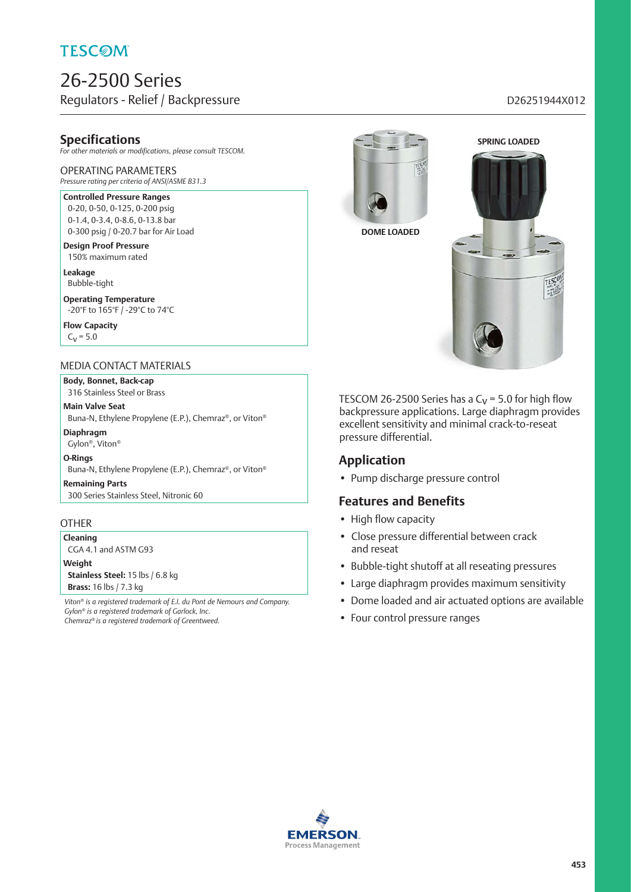# TESCOM

# 26-2500 Series

Regulators - Relief / Backpressure

D26251944X012

## Specifications

*For other materials or modifications, please consult TESCOM.*

### OPERATING PARAMETERS

*Pressure rating per criteria of ANSI/ASME B31.3*

**Controlled Pressure Ranges**
0-20, 0-50, 0-125, 0-200 psig
0-1.4, 0-3.4, 0-8.6, 0-13.8 bar
0-300 psig / 0-20.7 bar for Air Load

**Design Proof Pressure**
150% maximum rated

**Leakage**
Bubble-tight

**Operating Temperature**
-20°F to 165°F / -29°C to 74°C

**Flow Capacity**
$C_V$ = 5.0

### MEDIA CONTACT MATERIALS

**Body, Bonnet, Back-cap**
316 Stainless Steel or Brass

**Main Valve Seat**
Buna-N, Ethylene Propylene (E.P.), Chemraz®, or Viton®

**Diaphragm**
Gylon®, Viton®

**O-Rings**
Buna-N, Ethylene Propylene (E.P.), Chemraz®, or Viton®

**Remaining Parts**
300 Series Stainless Steel, Nitronic 60

### OTHER

**Cleaning**
CGA 4.1 and ASTM G93

**Weight**
**Stainless Steel:** 15 lbs / 6.8 kg
**Brass:** 16 lbs / 7.3 kg

*Viton® is a registered trademark of E.I. du Pont de Nemours and Company.*
*Gylon® is a registered trademark of Garlock, Inc.*
*Chemraz® is a registered trademark of Greentweed.*

**DOME LOADED**

**SPRING LOADED**

TESCOM 26-2500 Series has a $C_V$ = 5.0 for high flow backpressure applications. Large diaphragm provides excellent sensitivity and minimal crack-to-reseat pressure differential.

## Application

- Pump discharge pressure control

## Features and Benefits

- High flow capacity
- Close pressure differential between crack and reseat
- Bubble-tight shutoff at all reseating pressures
- Large diaphragm provides maximum sensitivity
- Dome loaded and air actuated options are available
- Four control pressure ranges

EMERSON. Process Management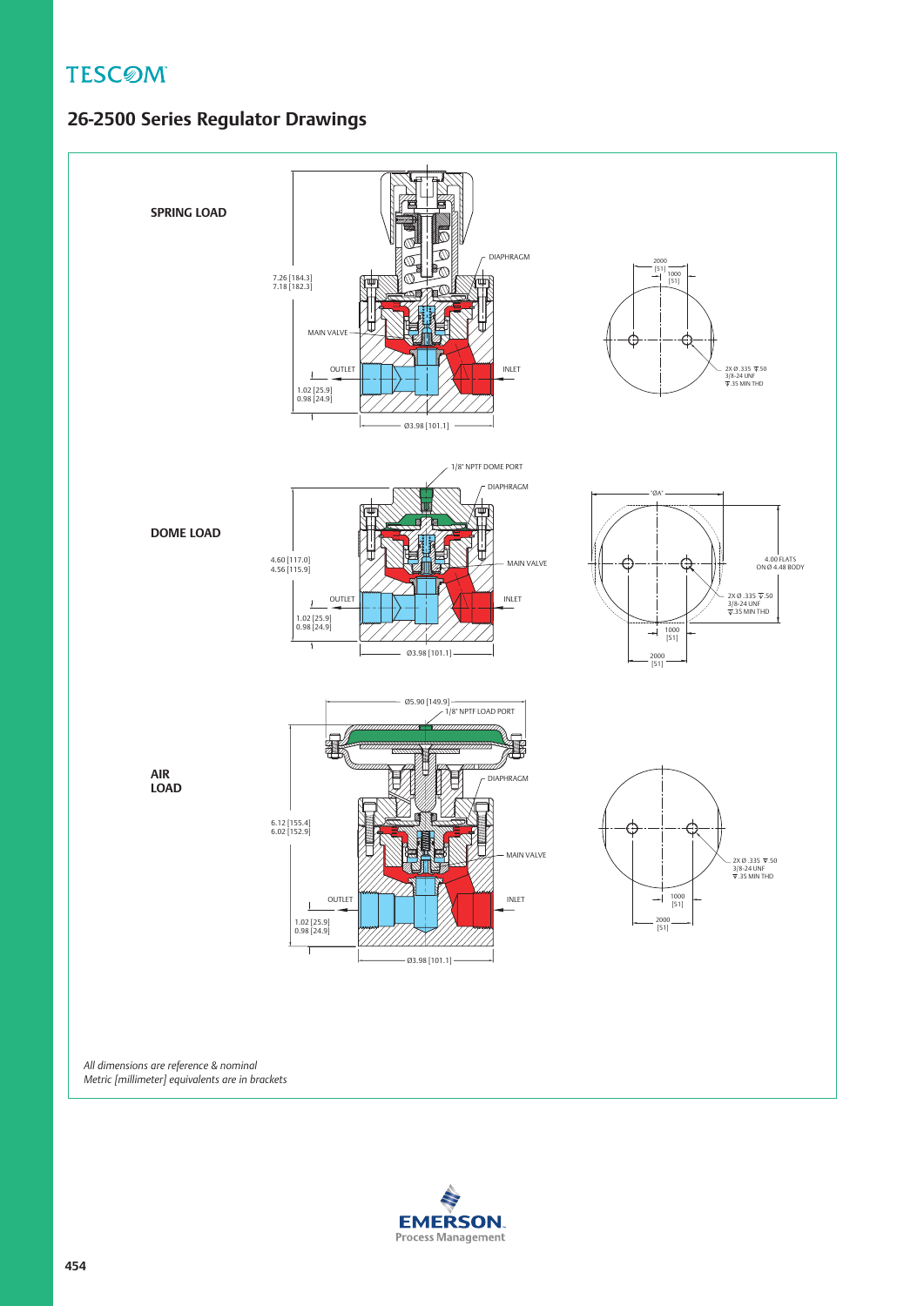# 26-2500 Series Regulator Drawings

**SPRING LOAD**

DIAPHRAGM

7.26 [184.3]
7.18 [182.3]

MAIN VALVE

OUTLET

INLET

1.02 [25.9]
0.98 [24.9]

Ø3.98 [101.1]

2000 [51]
1000 [51]

2X Ø .335 ▽.50
3/8-24 UNF
▽.35 MIN THD

**DOME LOAD**

1/8" NPTF DOME PORT

DIAPHRAGM

4.60 [117.0]
4.56 [115.9]

MAIN VALVE

OUTLET

INLET

1.02 [25.9]
0.98 [24.9]

Ø3.98 [101.1]

"ØA"

4.00 FLATS
ON Ø 4.48 BODY

2X Ø .335 ▽.50
3/8-24 UNF
▽.35 MIN THD

1000 [51]

2000 [51]

**AIR LOAD**

Ø5.90 [149.9]

1/8" NPTF LOAD PORT

DIAPHRAGM

6.12 [155.4]
6.02 [152.9]

MAIN VALVE

OUTLET

INLET

1.02 [25.9]
0.98 [24.9]

Ø3.98 [101.1]

2X Ø .335 ▽.50
3/8-24 UNF
▽.35 MIN THD

1000 [51]

2000 [51]

*All dimensions are reference & nominal*
*Metric [millimeter] equivalents are in brackets*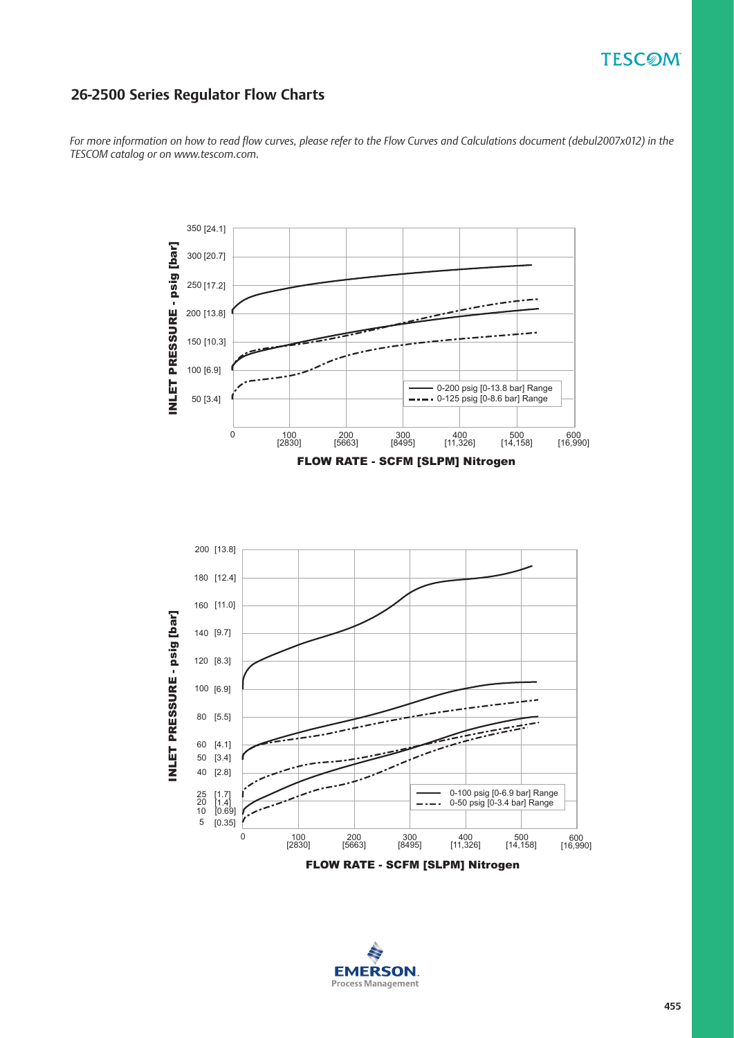## 26-2500 Series Regulator Flow Charts

*For more information on how to read flow curves, please refer to the Flow Curves and Calculations document (debul2007x012) in the TESCOM catalog or on www.tescom.com.*

INLET PRESSURE - psig [bar]

FLOW RATE - SCFM [SLPM] Nitrogen

0-200 psig [0-13.8 bar] Range
0-125 psig [0-8.6 bar] Range

INLET PRESSURE - psig [bar]

FLOW RATE - SCFM [SLPM] Nitrogen

0-100 psig [0-6.9 bar] Range
0-50 psig [0-3.4 bar] Range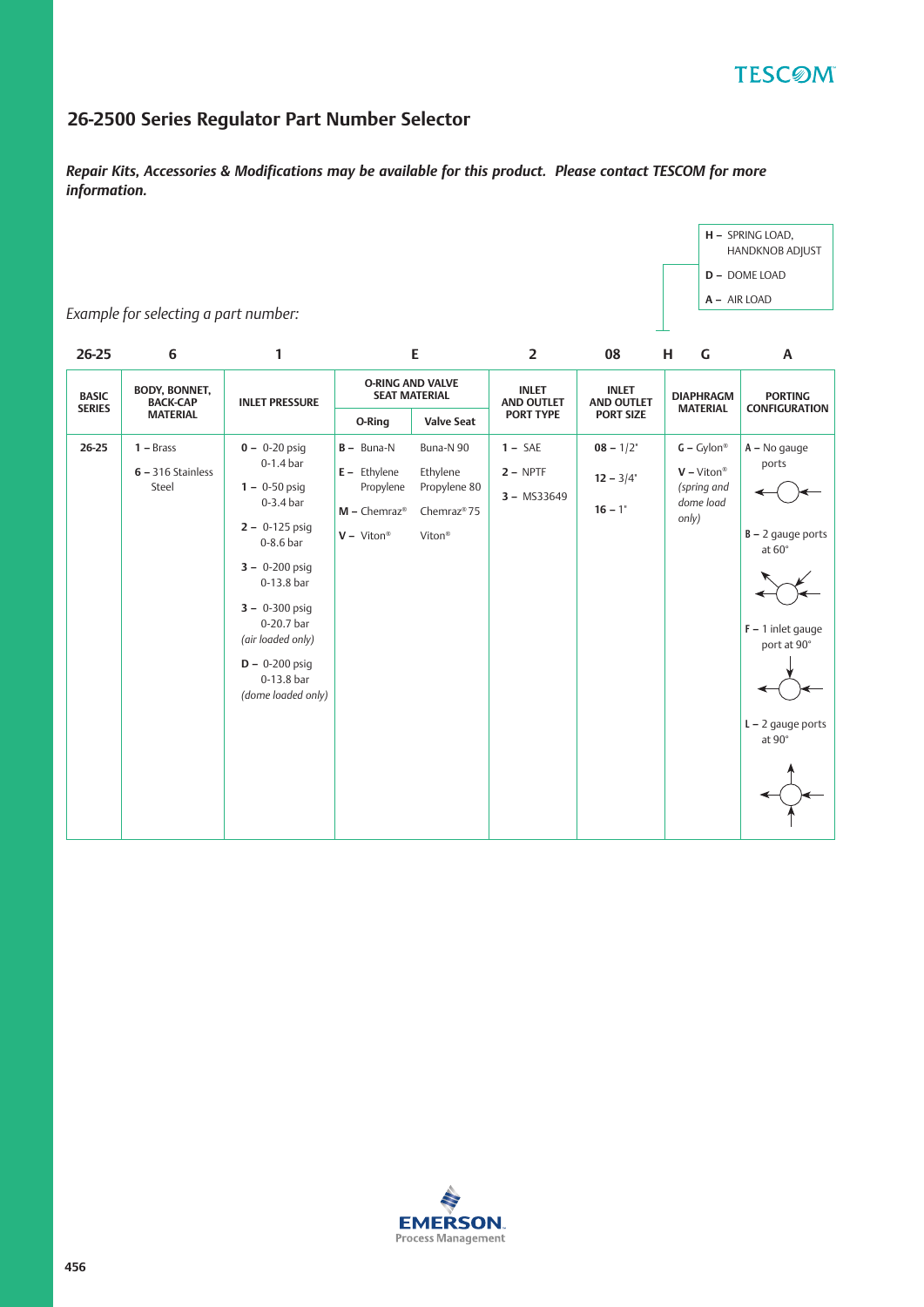## 26-2500 Series Regulator Part Number Selector

***Repair Kits, Accessories & Modifications may be available for this product. Please contact TESCOM for more information.***

*Example for selecting a part number:*

| 26-25 | 6 | 1 | E | | 2 | 08 | H | G | A |
|---|---|---|---|---|---|---|---|---|---|
| **BASIC SERIES** | **BODY, BONNET, BACK-CAP MATERIAL** | **INLET PRESSURE** | **O-RING AND VALVE SEAT MATERIAL** | | **INLET AND OUTLET PORT TYPE** | **INLET AND OUTLET PORT SIZE** | **H –** SPRING LOAD, HANDKNOB ADJUST<br>**D –** DOME LOAD<br>**A –** AIR LOAD | **DIAPHRAGM MATERIAL** | **PORTING CONFIGURATION** |
| | | | **O-Ring** | **Valve Seat** | | | | | |
| 26-25 | **1 –** Brass<br>**6 –** 316 Stainless Steel | **0 –** 0-20 psig 0-1.4 bar<br>**1 –** 0-50 psig 0-3.4 bar<br>**2 –** 0-125 psig 0-8.6 bar<br>**3 –** 0-200 psig 0-13.8 bar<br>**3 –** 0-300 psig 0-20.7 bar *(air loaded only)*<br>**D –** 0-200 psig 0-13.8 bar *(dome loaded only)* | **B –** Buna-N<br>**E –** Ethylene Propylene<br>**M –** Chemraz®<br>**V –** Viton® | Buna-N 90<br>Ethylene Propylene 80<br>Chemraz® 75<br>Viton® | **1 –** SAE<br>**2 –** NPTF<br>**3 –** MS33649 | **08 –** 1/2"<br>**12 –** 3/4"<br>**16 –** 1" | | **G –** Gylon®<br>**V –** Viton® *(spring and dome load only)* | **A –** No gauge ports<br>**B –** 2 gauge ports at 60°<br>**F –** 1 inlet gauge port at 90°<br>**L –** 2 gauge ports at 90° |